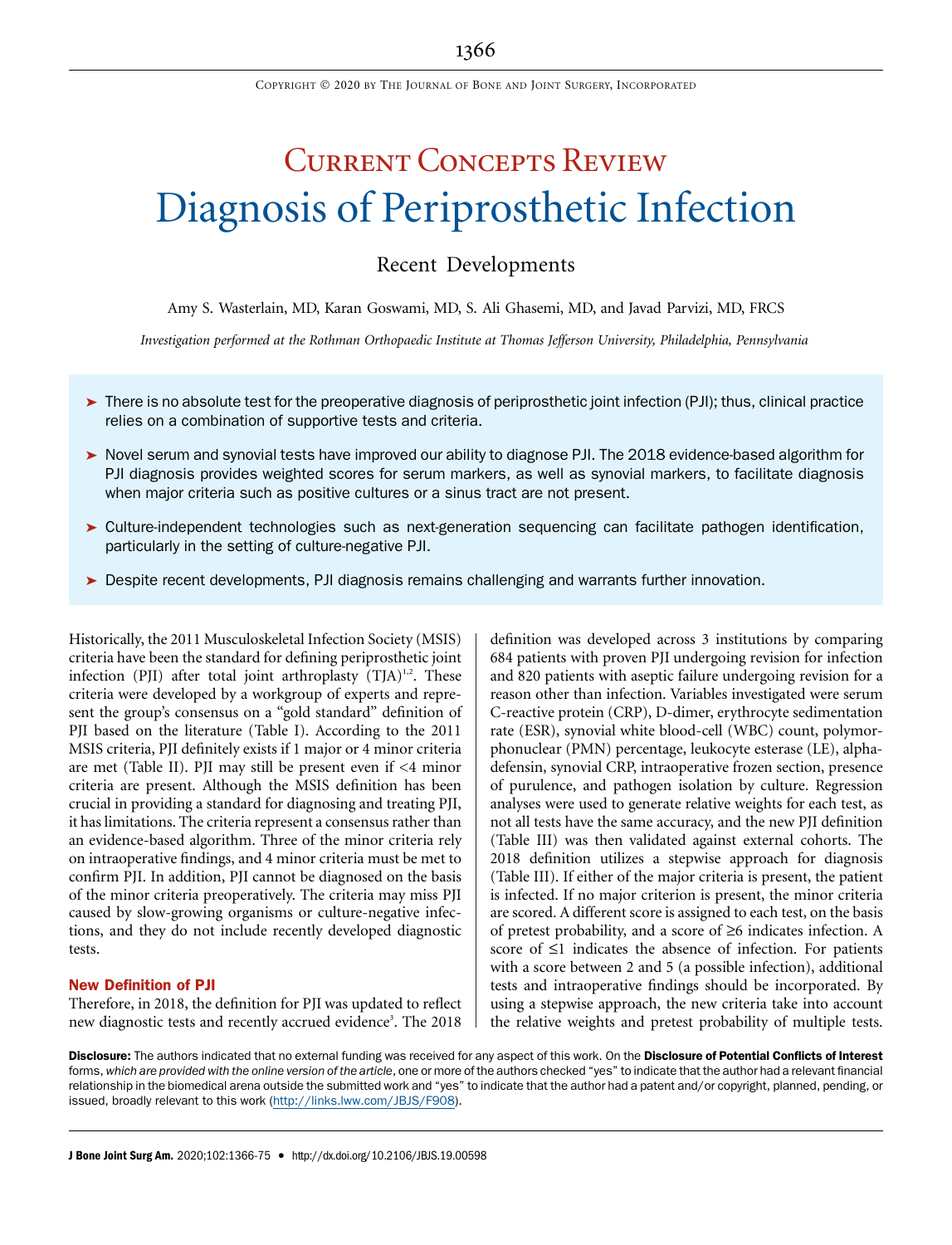# Current Concepts Review

# Diagnosis of Periprosthetic Infection

## Recent Developments

Amy S. Wasterlain, MD, Karan Goswami, MD, S. Ali Ghasemi, MD, and Javad Parvizi, MD, FRCS

*Investigation performed at the Rothman Orthopaedic Institute at Thomas Jefferson University, Philadelphia, Pennsylvania*

- ➤ There is no absolute test for the preoperative diagnosis of periprosthetic joint infection (PJI); thus, clinical practice relies on a combination of supportive tests and criteria.
- ➤ Novel serum and synovial tests have improved our ability to diagnose PJI. The 2018 evidence-based algorithm for PJI diagnosis provides weighted scores for serum markers, as well as synovial markers, to facilitate diagnosis when major criteria such as positive cultures or a sinus tract are not present.
- ➤ Culture-independent technologies such as next-generation sequencing can facilitate pathogen identification, particularly in the setting of culture-negative PJI.
- ➤ Despite recent developments, PJI diagnosis remains challenging and warrants further innovation.

Historically, the 2011 Musculoskeletal Infection Society (MSIS) criteria have been the standard for defining periprosthetic joint infection (PJI) after total joint arthroplasty (TJA)[1,2]. These criteria were developed by a workgroup of experts and represent the group's consensus on a "gold standard" definition of PJI based on the literature (Table I). According to the 2011 MSIS criteria, PJI definitely exists if 1 major or 4 minor criteria are met (Table II). PJI may still be present even if <4 minor criteria are present. Although the MSIS definition has been crucial in providing a standard for diagnosing and treating PJI, it has limitations. The criteria represent a consensus rather than an evidence-based algorithm. Three of the minor criteria rely on intraoperative findings, and 4 minor criteria must be met to confirm PJI. In addition, PJI cannot be diagnosed on the basis of the minor criteria preoperatively. The criteria may miss PJI caused by slow-growing organisms or culture-negative infections, and they do not include recently developed diagnostic tests.

### New Definition of PJI

Therefore, in 2018, the definition for PJI was updated to reflect new diagnostic tests and recently accrued evidence[3]. The 2018 definition was developed across 3 institutions by comparing 684 patients with proven PJI undergoing revision for infection and 820 patients with aseptic failure undergoing revision for a reason other than infection. Variables investigated were serum C-reactive protein (CRP), D-dimer, erythrocyte sedimentation rate (ESR), synovial white blood-cell (WBC) count, polymorphonuclear (PMN) percentage, leukocyte esterase (LE), alpha-defensin, synovial CRP, intraoperative frozen section, presence of purulence, and pathogen isolation by culture. Regression analyses were used to generate relative weights for each test, as not all tests have the same accuracy, and the new PJI definition (Table III) was then validated against external cohorts. The 2018 definition utilizes a stepwise approach for diagnosis (Table III). If either of the major criteria is present, the patient is infected. If no major criterion is present, the minor criteria are scored. A different score is assigned to each test, on the basis of pretest probability, and a score of ≥6 indicates infection. A score of ≤1 indicates the absence of infection. For patients with a score between 2 and 5 (a possible infection), additional tests and intraoperative findings should be incorporated. By using a stepwise approach, the new criteria take into account the relative weights and pretest probability of multiple tests.

**Disclosure:** The authors indicated that no external funding was received for any aspect of this work. On the **Disclosure of Potential Conflicts of Interest** forms, *which are provided with the online version of the article*, one or more of the authors checked "yes" to indicate that the author had a relevant financial relationship in the biomedical arena outside the submitted work and "yes" to indicate that the author had a patent and/or copyright, planned, pending, or issued, broadly relevant to this work (http://links.lww.com/JBJS/F908).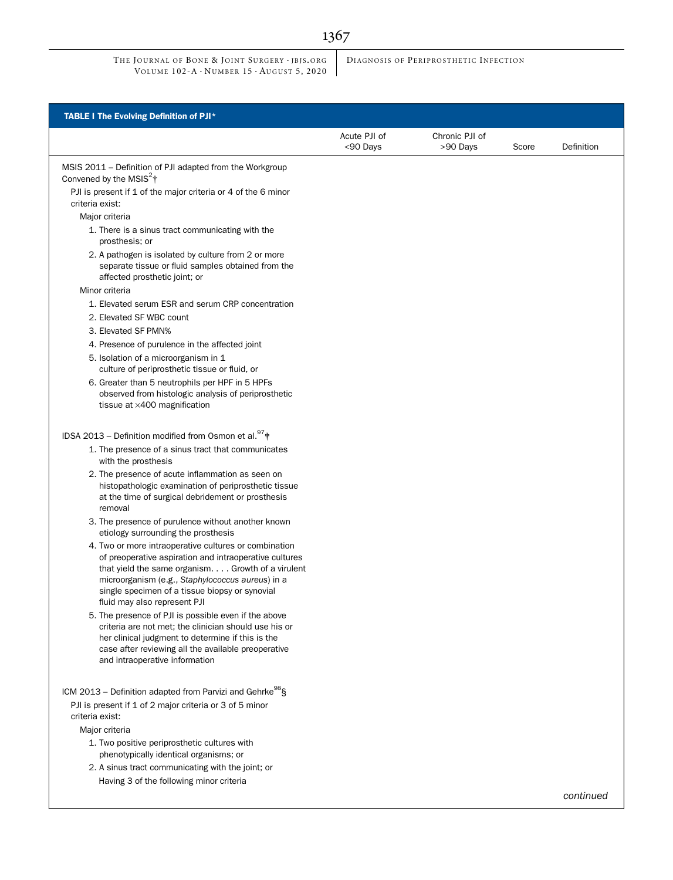**TABLE I The Evolving Definition of PJI***

| | Acute PJI of <90 Days | Chronic PJI of >90 Days | Score | Definition |
|---|---|---|---|---|
| MSIS 2011 – Definition of PJI adapted from the Workgroup Convened by the MSIS[2]† | | | | |
| PJI is present if 1 of the major criteria or 4 of the 6 minor criteria exist: | | | | |
| Major criteria | | | | |
| 1. There is a sinus tract communicating with the prosthesis; or | | | | |
| 2. A pathogen is isolated by culture from 2 or more separate tissue or fluid samples obtained from the affected prosthetic joint; or | | | | |
| Minor criteria | | | | |
| 1. Elevated serum ESR and serum CRP concentration | | | | |
| 2. Elevated SF WBC count | | | | |
| 3. Elevated SF PMN% | | | | |
| 4. Presence of purulence in the affected joint | | | | |
| 5. Isolation of a microorganism in 1 culture of periprosthetic tissue or fluid, or | | | | |
| 6. Greater than 5 neutrophils per HPF in 5 HPFs observed from histologic analysis of periprosthetic tissue at ×400 magnification | | | | |
| IDSA 2013 – Definition modified from Osmon et al.[97]‡ | | | | |
| 1. The presence of a sinus tract that communicates with the prosthesis | | | | |
| 2. The presence of acute inflammation as seen on histopathologic examination of periprosthetic tissue at the time of surgical debridement or prosthesis removal | | | | |
| 3. The presence of purulence without another known etiology surrounding the prosthesis | | | | |
| 4. Two or more intraoperative cultures or combination of preoperative aspiration and intraoperative cultures that yield the same organism. . . . Growth of a virulent microorganism (e.g., *Staphylococcus aureus*) in a single specimen of a tissue biopsy or synovial fluid may also represent PJI | | | | |
| 5. The presence of PJI is possible even if the above criteria are not met; the clinician should use his or her clinical judgment to determine if this is the case after reviewing all the available preoperative and intraoperative information | | | | |
| ICM 2013 – Definition adapted from Parvizi and Gehrke[98]§ | | | | |
| PJI is present if 1 of 2 major criteria or 3 of 5 minor criteria exist: | | | | |
| Major criteria | | | | |
| 1. Two positive periprosthetic cultures with phenotypically identical organisms; or | | | | |
| 2. A sinus tract communicating with the joint; or | | | | |
| Having 3 of the following minor criteria | | | | |

*continued*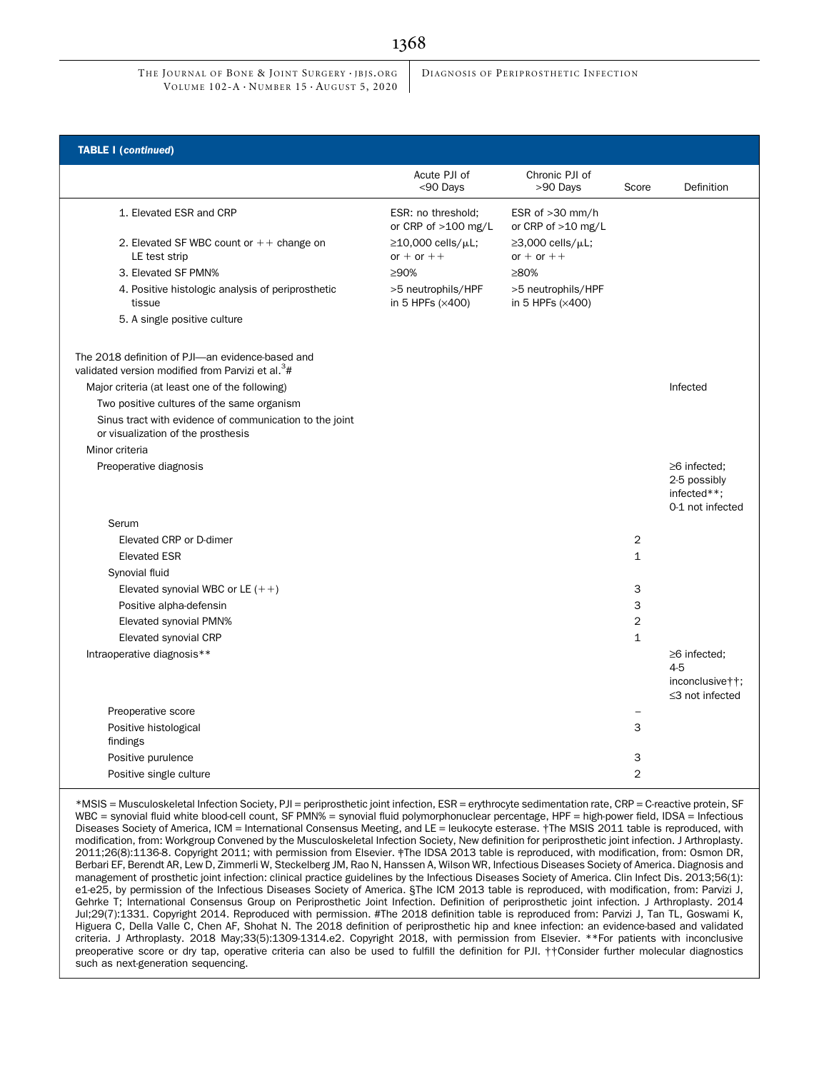**TABLE I (*continued*)**

| | Acute PJI of <90 Days | Chronic PJI of >90 Days | Score | Definition |
|---|---|---|---|---|
| 1. Elevated ESR and CRP | ESR: no threshold; or CRP of >100 mg/L | ESR of >30 mm/h or CRP of >10 mg/L | | |
| 2. Elevated SF WBC count or ++ change on LE test strip | ≥10,000 cells/μL; or + or ++ | ≥3,000 cells/μL; or + or ++ | | |
| 3. Elevated SF PMN% | ≥90% | ≥80% | | |
| 4. Positive histologic analysis of periprosthetic tissue | >5 neutrophils/HPF in 5 HPFs (×400) | >5 neutrophils/HPF in 5 HPFs (×400) | | |
| 5. A single positive culture | | | | |
| The 2018 definition of PJI—an evidence-based and validated version modified from Parvizi et al.[3]# | | | | |
| Major criteria (at least one of the following) | | | | Infected |
| Two positive cultures of the same organism | | | | |
| Sinus tract with evidence of communication to the joint or visualization of the prosthesis | | | | |
| Minor criteria | | | | |
| Preoperative diagnosis | | | | ≥6 infected; 2-5 possibly infected**; 0-1 not infected |
| Serum | | | | |
| Elevated CRP or D-dimer | | | 2 | |
| Elevated ESR | | | 1 | |
| Synovial fluid | | | | |
| Elevated synovial WBC or LE (++) | | | 3 | |
| Positive alpha-defensin | | | 3 | |
| Elevated synovial PMN% | | | 2 | |
| Elevated synovial CRP | | | 1 | |
| Intraoperative diagnosis** | | | | ≥6 infected; 4-5 inconclusive††; ≤3 not infected |
| Preoperative score | | | – | |
| Positive histological findings | | | 3 | |
| Positive purulence | | | 3 | |
| Positive single culture | | | 2 | |

*MSIS = Musculoskeletal Infection Society, PJI = periprosthetic joint infection, ESR = erythrocyte sedimentation rate, CRP = C-reactive protein, SF WBC = synovial fluid white blood-cell count, SF PMN% = synovial fluid polymorphonuclear percentage, HPF = high-power field, IDSA = Infectious Diseases Society of America, ICM = International Consensus Meeting, and LE = leukocyte esterase. †The MSIS 2011 table is reproduced, with modification, from: Workgroup Convened by the Musculoskeletal Infection Society, New definition for periprosthetic joint infection. J Arthroplasty. 2011;26(8):1136-8. Copyright 2011; with permission from Elsevier. ‡The IDSA 2013 table is reproduced, with modification, from: Osmon DR, Berbari EF, Berendt AR, Lew D, Zimmerli W, Steckelberg JM, Rao N, Hanssen A, Wilson WR, Infectious Diseases Society of America. Diagnosis and management of prosthetic joint infection: clinical practice guidelines by the Infectious Diseases Society of America. Clin Infect Dis. 2013;56(1):e1-e25, by permission of the Infectious Diseases Society of America. §The ICM 2013 table is reproduced, with modification, from: Parvizi J, Gehrke T; International Consensus Group on Periprosthetic Joint Infection. Definition of periprosthetic joint infection. J Arthroplasty. 2014 Jul;29(7):1331. Copyright 2014. Reproduced with permission. #The 2018 definition table is reproduced from: Parvizi J, Tan TL, Goswami K, Higuera C, Della Valle C, Chen AF, Shohat N. The 2018 definition of periprosthetic hip and knee infection: an evidence-based and validated criteria. J Arthroplasty. 2018 May;33(5):1309-1314.e2. Copyright 2018, with permission from Elsevier. **For patients with inconclusive preoperative score or dry tap, operative criteria can also be used to fulfill the definition for PJI. ††Consider further molecular diagnostics such as next-generation sequencing.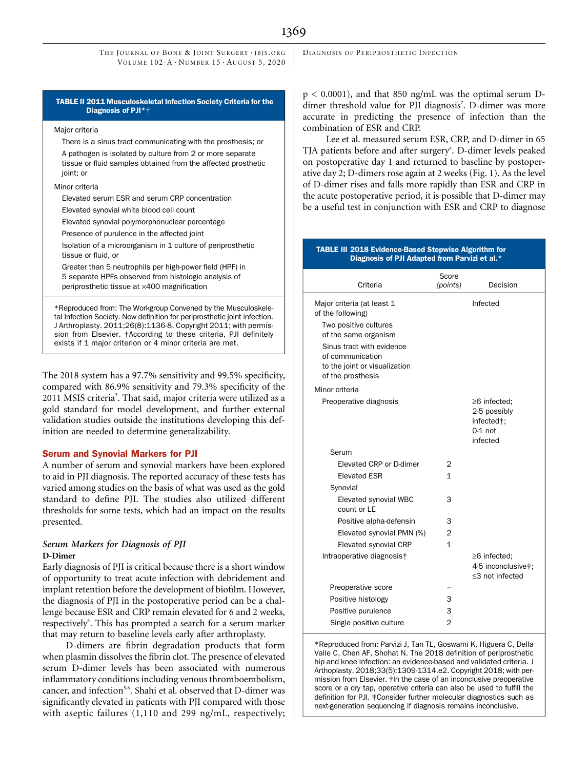**TABLE II 2011 Musculoskeletal Infection Society Criteria for the Diagnosis of PJI*†**

Major criteria

- There is a sinus tract communicating with the prosthesis; or
- A pathogen is isolated by culture from 2 or more separate tissue or fluid samples obtained from the affected prosthetic joint; or

Minor criteria

- Elevated serum ESR and serum CRP concentration
- Elevated synovial white blood cell count
- Elevated synovial polymorphonuclear percentage
- Presence of purulence in the affected joint
- Isolation of a microorganism in 1 culture of periprosthetic tissue or fluid, or
- Greater than 5 neutrophils per high-power field (HPF) in 5 separate HPFs observed from histologic analysis of periprosthetic tissue at ×400 magnification

*Reproduced from: The Workgroup Convened by the Musculoskeletal Infection Society. New definition for periprosthetic joint infection. J Arthroplasty. 2011;26(8):1136-8. Copyright 2011; with permission from Elsevier. †According to these criteria, PJI definitely exists if 1 major criterion or 4 minor criteria are met.

The 2018 system has a 97.7% sensitivity and 99.5% specificity, compared with 86.9% sensitivity and 79.3% specificity of the 2011 MSIS criteria[3]. That said, major criteria were utilized as a gold standard for model development, and further external validation studies outside the institutions developing this definition are needed to determine generalizability.

## Serum and Synovial Markers for PJI

A number of serum and synovial markers have been explored to aid in PJI diagnosis. The reported accuracy of these tests has varied among studies on the basis of what was used as the gold standard to define PJI. The studies also utilized different thresholds for some tests, which had an impact on the results presented.

### *Serum Markers for Diagnosis of PJI*

#### D-Dimer

Early diagnosis of PJI is critical because there is a short window of opportunity to treat acute infection with debridement and implant retention before the development of biofilm. However, the diagnosis of PJI in the postoperative period can be a challenge because ESR and CRP remain elevated for 6 and 2 weeks, respectively[4]. This has prompted a search for a serum marker that may return to baseline levels early after arthroplasty.

D-dimers are fibrin degradation products that form when plasmin dissolves the fibrin clot. The presence of elevated serum D-dimer levels has been associated with numerous inflammatory conditions including venous thromboembolism, cancer, and infection[5,6]. Shahi et al. observed that D-dimer was significantly elevated in patients with PJI compared with those with aseptic failures (1,110 and 299 ng/mL, respectively; $p < 0.0001$), and that 850 ng/mL was the optimal serum D-dimer threshold value for PJI diagnosis[7]. D-dimer was more accurate in predicting the presence of infection than the combination of ESR and CRP.

Lee et al. measured serum ESR, CRP, and D-dimer in 65 TJA patients before and after surgery[4]. D-dimer levels peaked on postoperative day 1 and returned to baseline by postoperative day 2; D-dimers rose again at 2 weeks (Fig. 1). As the level of D-dimer rises and falls more rapidly than ESR and CRP in the acute postoperative period, it is possible that D-dimer may be a useful test in conjunction with ESR and CRP to diagnose

**TABLE III 2018 Evidence-Based Stepwise Algorithm for Diagnosis of PJI Adapted from Parvizi et al.***

| Criteria | Score (points) | Decision |
|---|---|---|
| Major criteria (at least 1 of the following) | | Infected |
| Two positive cultures of the same organism | | |
| Sinus tract with evidence of communication to the joint or visualization of the prosthesis | | |
| Minor criteria | | |
| Preoperative diagnosis | | ≥6 infected; 2-5 possibly infected†; 0-1 not infected |
| Serum | | |
| Elevated CRP or D-dimer | 2 | |
| Elevated ESR | 1 | |
| Synovial | | |
| Elevated synovial WBC count or LE | 3 | |
| Positive alpha-defensin | 3 | |
| Elevated synovial PMN (%) | 2 | |
| Elevated synovial CRP | 1 | |
| Intraoperative diagnosis† | | ≥6 infected; 4-5 inconclusive‡; ≤3 not infected |
| Preoperative score | – | |
| Positive histology | 3 | |
| Positive purulence | 3 | |
| Single positive culture | 2 | |

*Reproduced from: Parvizi J, Tan TL, Goswami K, Higuera C, Della Valle C, Chen AF, Shohat N. The 2018 definition of periprosthetic hip and knee infection: an evidence-based and validated criteria. J Arthoplasty. 2018;33(5):1309-1314.e2. Copyright 2018; with permission from Elsevier. †In the case of an inconclusive preoperative score or a dry tap, operative criteria can also be used to fulfill the definition for PJI. ‡Consider further molecular diagnostics such as next-generation sequencing if diagnosis remains inconclusive.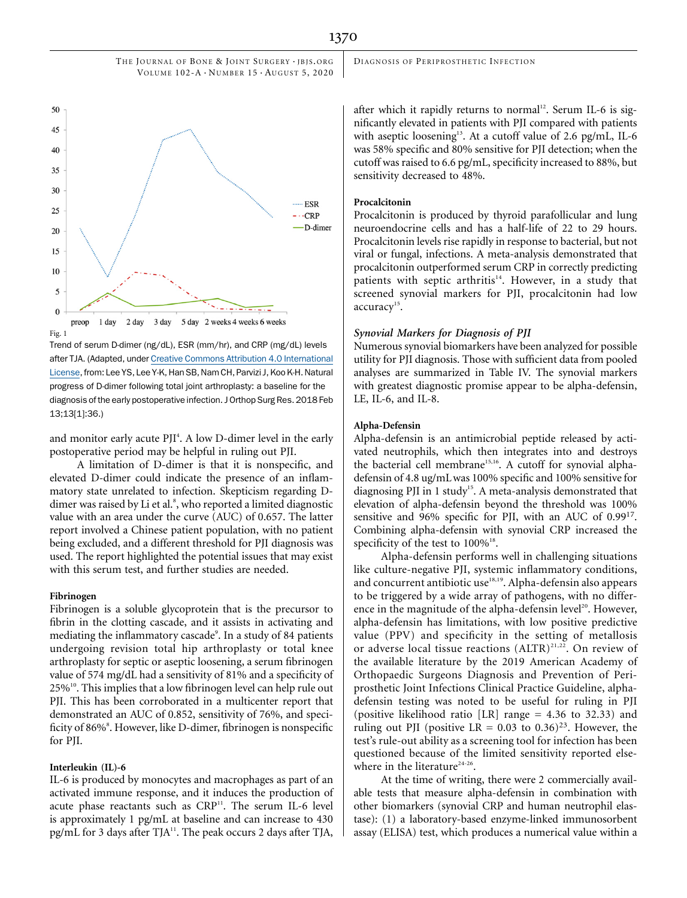Fig. 1

Trend of serum D-dimer (ng/dL), ESR (mm/hr), and CRP (mg/dL) levels after TJA. (Adapted, under Creative Commons Attribution 4.0 International License, from: Lee YS, Lee Y-K, Han SB, Nam CH, Parvizi J, Koo K-H. Natural progress of D-dimer following total joint arthroplasty: a baseline for the diagnosis of the early postoperative infection. J Orthop Surg Res. 2018 Feb 13;13[1]:36.)

and monitor early acute PJI[4]. A low D-dimer level in the early postoperative period may be helpful in ruling out PJI.

A limitation of D-dimer is that it is nonspecific, and elevated D-dimer could indicate the presence of an inflammatory state unrelated to infection. Skepticism regarding D-dimer was raised by Li et al.[8], who reported a limited diagnostic value with an area under the curve (AUC) of 0.657. The latter report involved a Chinese patient population, with no patient being excluded, and a different threshold for PJI diagnosis was used. The report highlighted the potential issues that may exist with this serum test, and further studies are needed.

#### Fibrinogen

Fibrinogen is a soluble glycoprotein that is the precursor to fibrin in the clotting cascade, and it assists in activating and mediating the inflammatory cascade[9]. In a study of 84 patients undergoing revision total hip arthroplasty or total knee arthroplasty for septic or aseptic loosening, a serum fibrinogen value of 574 mg/dL had a sensitivity of 81% and a specificity of 25%[10]. This implies that a low fibrinogen level can help rule out PJI. This has been corroborated in a multicenter report that demonstrated an AUC of 0.852, sensitivity of 76%, and specificity of 86%[8]. However, like D-dimer, fibrinogen is nonspecific for PJI.

#### Interleukin (IL)-6

IL-6 is produced by monocytes and macrophages as part of an activated immune response, and it induces the production of acute phase reactants such as CRP[11]. The serum IL-6 level is approximately 1 pg/mL at baseline and can increase to 430 pg/mL for 3 days after TJA[11]. The peak occurs 2 days after TJA, after which it rapidly returns to normal[12]. Serum IL-6 is significantly elevated in patients with PJI compared with patients with aseptic loosening[13]. At a cutoff value of 2.6 pg/mL, IL-6 was 58% specific and 80% sensitive for PJI detection; when the cutoff was raised to 6.6 pg/mL, specificity increased to 88%, but sensitivity decreased to 48%.

#### Procalcitonin

Procalcitonin is produced by thyroid parafollicular and lung neuroendocrine cells and has a half-life of 22 to 29 hours. Procalcitonin levels rise rapidly in response to bacterial, but not viral or fungal, infections. A meta-analysis demonstrated that procalcitonin outperformed serum CRP in correctly predicting patients with septic arthritis[14]. However, in a study that screened synovial markers for PJI, procalcitonin had low accuracy[15].

### *Synovial Markers for Diagnosis of PJI*

Numerous synovial biomarkers have been analyzed for possible utility for PJI diagnosis. Those with sufficient data from pooled analyses are summarized in Table IV. The synovial markers with greatest diagnostic promise appear to be alpha-defensin, LE, IL-6, and IL-8.

#### Alpha-Defensin

Alpha-defensin is an antimicrobial peptide released by activated neutrophils, which then integrates into and destroys the bacterial cell membrane[15,16]. A cutoff for synovial alpha-defensin of 4.8 ug/mL was 100% specific and 100% sensitive for diagnosing PJI in 1 study[15]. A meta-analysis demonstrated that elevation of alpha-defensin beyond the threshold was 100% sensitive and 96% specific for PJI, with an AUC of 0.99[17]. Combining alpha-defensin with synovial CRP increased the specificity of the test to 100%[18].

Alpha-defensin performs well in challenging situations like culture-negative PJI, systemic inflammatory conditions, and concurrent antibiotic use[18,19]. Alpha-defensin also appears to be triggered by a wide array of pathogens, with no difference in the magnitude of the alpha-defensin level[20]. However, alpha-defensin has limitations, with low positive predictive value (PPV) and specificity in the setting of metallosis or adverse local tissue reactions (ALTR)[21,22]. On review of the available literature by the 2019 American Academy of Orthopaedic Surgeons Diagnosis and Prevention of Periprosthetic Joint Infections Clinical Practice Guideline, alpha-defensin testing was noted to be useful for ruling in PJI (positive likelihood ratio [LR] range = 4.36 to 32.33) and ruling out PJI (positive LR = 0.03 to 0.36)[23]. However, the test's rule-out ability as a screening tool for infection has been questioned because of the limited sensitivity reported elsewhere in the literature[24-26].

At the time of writing, there were 2 commercially available tests that measure alpha-defensin in combination with other biomarkers (synovial CRP and human neutrophil elastase): (1) a laboratory-based enzyme-linked immunosorbent assay (ELISA) test, which produces a numerical value within a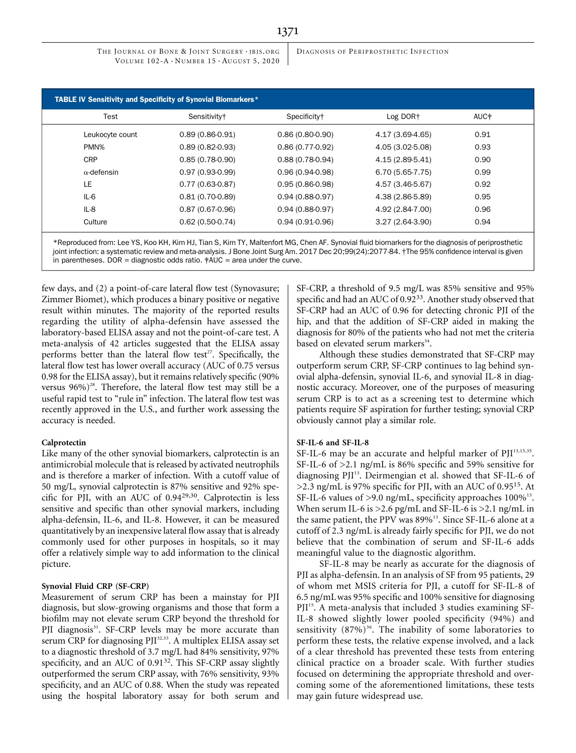**TABLE IV Sensitivity and Specificity of Synovial Biomarkers***

| Test | Sensitivity† | Specificity† | Log DOR† | AUC‡ |
|---|---|---|---|---|
| Leukocyte count | 0.89 (0.86-0.91) | 0.86 (0.80-0.90) | 4.17 (3.69-4.65) | 0.91 |
| PMN% | 0.89 (0.82-0.93) | 0.86 (0.77-0.92) | 4.05 (3.02-5.08) | 0.93 |
| CRP | 0.85 (0.78-0.90) | 0.88 (0.78-0.94) | 4.15 (2.89-5.41) | 0.90 |
| α-defensin | 0.97 (0.93-0.99) | 0.96 (0.94-0.98) | 6.70 (5.65-7.75) | 0.99 |
| LE | 0.77 (0.63-0.87) | 0.95 (0.86-0.98) | 4.57 (3.46-5.67) | 0.92 |
| IL-6 | 0.81 (0.70-0.89) | 0.94 (0.88-0.97) | 4.38 (2.86-5.89) | 0.95 |
| IL-8 | 0.87 (0.67-0.96) | 0.94 (0.88-0.97) | 4.92 (2.84-7.00) | 0.96 |
| Culture | 0.62 (0.50-0.74) | 0.94 (0.91-0.96) | 3.27 (2.64-3.90) | 0.94 |

*Reproduced from: Lee YS, Koo KH, Kim HJ, Tian S, Kim TY, Maltenfort MG, Chen AF. Synovial fluid biomarkers for the diagnosis of periprosthetic joint infection: a systematic review and meta-analysis. J Bone Joint Surg Am. 2017 Dec 20;99(24):2077-84. †The 95% confidence interval is given in parentheses. DOR = diagnostic odds ratio. ‡AUC = area under the curve.

few days, and (2) a point-of-care lateral flow test (Synovasure; Zimmer Biomet), which produces a binary positive or negative result within minutes. The majority of the reported results regarding the utility of alpha-defensin have assessed the laboratory-based ELISA assay and not the point-of-care test. A meta-analysis of 42 articles suggested that the ELISA assay performs better than the lateral flow test[27]. Specifically, the lateral flow test has lower overall accuracy (AUC of 0.75 versus 0.98 for the ELISA assay), but it remains relatively specific (90% versus 96%)[28]. Therefore, the lateral flow test may still be a useful rapid test to "rule in" infection. The lateral flow test was recently approved in the U.S., and further work assessing the accuracy is needed.

#### Calprotectin

Like many of the other synovial biomarkers, calprotectin is an antimicrobial molecule that is released by activated neutrophils and is therefore a marker of infection. With a cutoff value of 50 mg/L, synovial calprotectin is 87% sensitive and 92% specific for PJI, with an AUC of 0.94[29,30]. Calprotectin is less sensitive and specific than other synovial markers, including alpha-defensin, IL-6, and IL-8. However, it can be measured quantitatively by an inexpensive lateral flow assay that is already commonly used for other purposes in hospitals, so it may offer a relatively simple way to add information to the clinical picture.

#### Synovial Fluid CRP (SF-CRP)

Measurement of serum CRP has been a mainstay for PJI diagnosis, but slow-growing organisms and those that form a biofilm may not elevate serum CRP beyond the threshold for PJI diagnosis[31]. SF-CRP levels may be more accurate than serum CRP for diagnosing PJI[32,33]. A multiplex ELISA assay set to a diagnostic threshold of 3.7 mg/L had 84% sensitivity, 97% specificity, and an AUC of 0.91[32]. This SF-CRP assay slightly outperformed the serum CRP assay, with 76% sensitivity, 93% specificity, and an AUC of 0.88. When the study was repeated using the hospital laboratory assay for both serum and SF-CRP, a threshold of 9.5 mg/L was 85% sensitive and 95% specific and had an AUC of 0.92[33]. Another study observed that SF-CRP had an AUC of 0.96 for detecting chronic PJI of the hip, and that the addition of SF-CRP aided in making the diagnosis for 80% of the patients who had not met the criteria based on elevated serum markers[34].

Although these studies demonstrated that SF-CRP may outperform serum CRP, SF-CRP continues to lag behind synovial alpha-defensin, synovial IL-6, and synovial IL-8 in diagnostic accuracy. Moreover, one of the purposes of measuring serum CRP is to act as a screening test to determine which patients require SF aspiration for further testing; synovial CRP obviously cannot play a similar role.

#### SF-IL-6 and SF-IL-8

SF-IL-6 may be an accurate and helpful marker of PJI[13,15,35]. SF-IL-6 of >2.1 ng/mL is 86% specific and 59% sensitive for diagnosing PJI[13]. Deirmengian et al. showed that SF-IL-6 of >2.3 ng/mL is 97% specific for PJI, with an AUC of 0.95[15]. At SF-IL-6 values of >9.0 ng/mL, specificity approaches 100%[13]. When serum IL-6 is >2.6 pg/mL and SF-IL-6 is >2.1 ng/mL in the same patient, the PPV was 89%[13]. Since SF-IL-6 alone at a cutoff of 2.3 ng/mL is already fairly specific for PJI, we do not believe that the combination of serum and SF-IL-6 adds meaningful value to the diagnostic algorithm.

SF-IL-8 may be nearly as accurate for the diagnosis of PJI as alpha-defensin. In an analysis of SF from 95 patients, 29 of whom met MSIS criteria for PJI, a cutoff for SF-IL-8 of 6.5 ng/mL was 95% specific and 100% sensitive for diagnosing PJI[15]. A meta-analysis that included 3 studies examining SF-IL-8 showed slightly lower pooled specificity (94%) and sensitivity (87%)[36]. The inability of some laboratories to perform these tests, the relative expense involved, and a lack of a clear threshold has prevented these tests from entering clinical practice on a broader scale. With further studies focused on determining the appropriate threshold and overcoming some of the aforementioned limitations, these tests may gain future widespread use.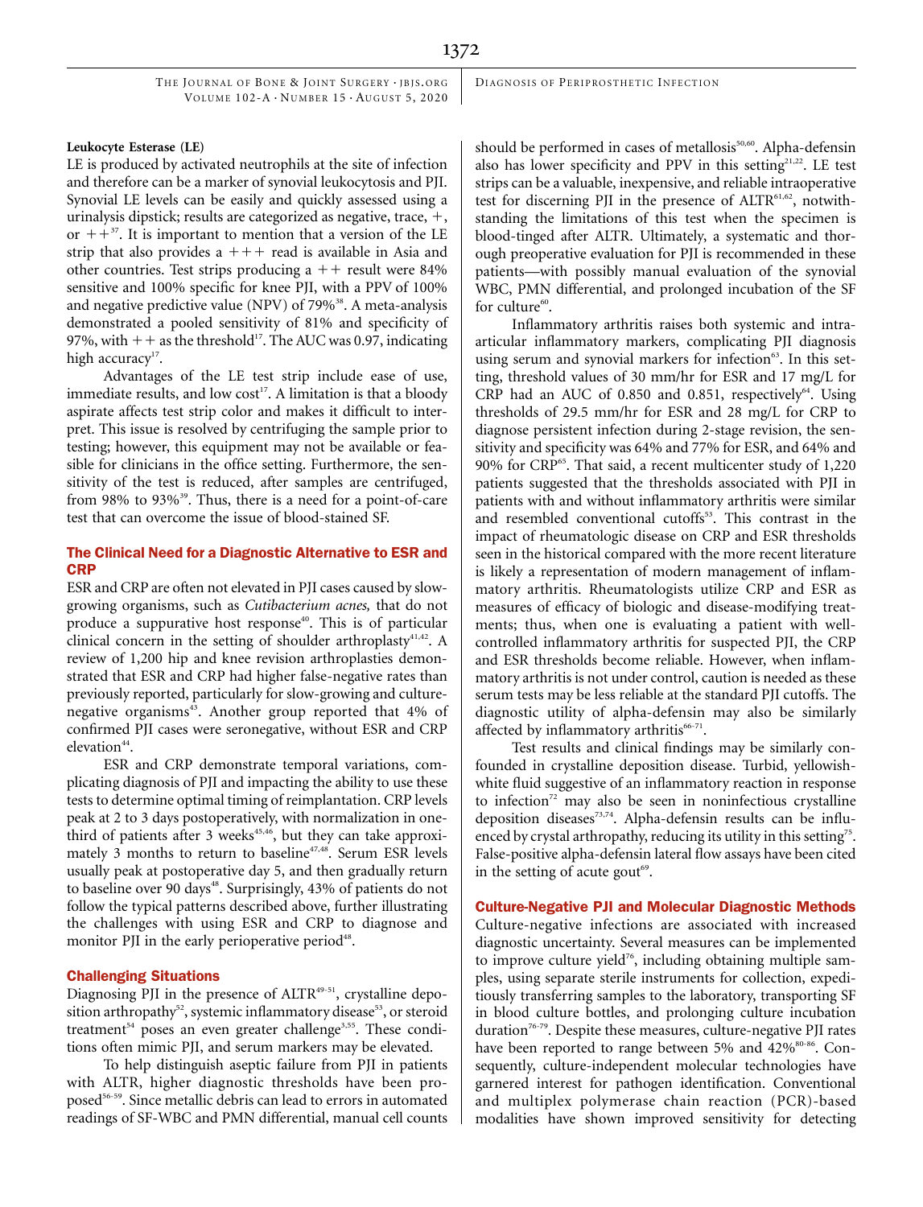### Leukocyte Esterase (LE)

LE is produced by activated neutrophils at the site of infection and therefore can be a marker of synovial leukocytosis and PJI. Synovial LE levels can be easily and quickly assessed using a urinalysis dipstick; results are categorized as negative, trace, +, or ++[37]. It is important to mention that a version of the LE strip that also provides a +++ read is available in Asia and other countries. Test strips producing a ++ result were 84% sensitive and 100% specific for knee PJI, with a PPV of 100% and negative predictive value (NPV) of 79%[38]. A meta-analysis demonstrated a pooled sensitivity of 81% and specificity of 97%, with ++ as the threshold[17]. The AUC was 0.97, indicating high accuracy[17].

Advantages of the LE test strip include ease of use, immediate results, and low cost[17]. A limitation is that a bloody aspirate affects test strip color and makes it difficult to interpret. This issue is resolved by centrifuging the sample prior to testing; however, this equipment may not be available or feasible for clinicians in the office setting. Furthermore, the sensitivity of the test is reduced, after samples are centrifuged, from 98% to 93%[39]. Thus, there is a need for a point-of-care test that can overcome the issue of blood-stained SF.

## The Clinical Need for a Diagnostic Alternative to ESR and CRP

ESR and CRP are often not elevated in PJI cases caused by slow-growing organisms, such as *Cutibacterium acnes,* that do not produce a suppurative host response[40]. This is of particular clinical concern in the setting of shoulder arthroplasty[41,42]. A review of 1,200 hip and knee revision arthroplasties demonstrated that ESR and CRP had higher false-negative rates than previously reported, particularly for slow-growing and culture-negative organisms[43]. Another group reported that 4% of confirmed PJI cases were seronegative, without ESR and CRP elevation[44].

ESR and CRP demonstrate temporal variations, complicating diagnosis of PJI and impacting the ability to use these tests to determine optimal timing of reimplantation. CRP levels peak at 2 to 3 days postoperatively, with normalization in one-third of patients after 3 weeks[45,46], but they can take approximately 3 months to return to baseline[47,48]. Serum ESR levels usually peak at postoperative day 5, and then gradually return to baseline over 90 days[48]. Surprisingly, 43% of patients do not follow the typical patterns described above, further illustrating the challenges with using ESR and CRP to diagnose and monitor PJI in the early perioperative period[48].

## Challenging Situations

Diagnosing PJI in the presence of ALTR[49-51], crystalline deposition arthropathy[52], systemic inflammatory disease[53], or steroid treatment[54] poses an even greater challenge[3,55]. These conditions often mimic PJI, and serum markers may be elevated.

To help distinguish aseptic failure from PJI in patients with ALTR, higher diagnostic thresholds have been proposed[56-59]. Since metallic debris can lead to errors in automated readings of SF-WBC and PMN differential, manual cell counts should be performed in cases of metallosis[50,60]. Alpha-defensin also has lower specificity and PPV in this setting[21,22]. LE test strips can be a valuable, inexpensive, and reliable intraoperative test for discerning PJI in the presence of ALTR[61,62], notwithstanding the limitations of this test when the specimen is blood-tinged after ALTR. Ultimately, a systematic and thorough preoperative evaluation for PJI is recommended in these patients—with possibly manual evaluation of the synovial WBC, PMN differential, and prolonged incubation of the SF for culture[60].

Inflammatory arthritis raises both systemic and intra-articular inflammatory markers, complicating PJI diagnosis using serum and synovial markers for infection[63]. In this setting, threshold values of 30 mm/hr for ESR and 17 mg/L for CRP had an AUC of 0.850 and 0.851, respectively[64]. Using thresholds of 29.5 mm/hr for ESR and 28 mg/L for CRP to diagnose persistent infection during 2-stage revision, the sensitivity and specificity was 64% and 77% for ESR, and 64% and 90% for CRP[65]. That said, a recent multicenter study of 1,220 patients suggested that the thresholds associated with PJI in patients with and without inflammatory arthritis were similar and resembled conventional cutoffs[53]. This contrast in the impact of rheumatologic disease on CRP and ESR thresholds seen in the historical compared with the more recent literature is likely a representation of modern management of inflammatory arthritis. Rheumatologists utilize CRP and ESR as measures of efficacy of biologic and disease-modifying treatments; thus, when one is evaluating a patient with well-controlled inflammatory arthritis for suspected PJI, the CRP and ESR thresholds become reliable. However, when inflammatory arthritis is not under control, caution is needed as these serum tests may be less reliable at the standard PJI cutoffs. The diagnostic utility of alpha-defensin may also be similarly affected by inflammatory arthritis[66-71].

Test results and clinical findings may be similarly confounded in crystalline deposition disease. Turbid, yellowish-white fluid suggestive of an inflammatory reaction in response to infection[72] may also be seen in noninfectious crystalline deposition diseases[73,74]. Alpha-defensin results can be influenced by crystal arthropathy, reducing its utility in this setting[75]. False-positive alpha-defensin lateral flow assays have been cited in the setting of acute gout[69].

## Culture-Negative PJI and Molecular Diagnostic Methods

Culture-negative infections are associated with increased diagnostic uncertainty. Several measures can be implemented to improve culture yield[76], including obtaining multiple samples, using separate sterile instruments for collection, expeditiously transferring samples to the laboratory, transporting SF in blood culture bottles, and prolonging culture incubation duration[76-79]. Despite these measures, culture-negative PJI rates have been reported to range between 5% and 42%[80-86]. Consequently, culture-independent molecular technologies have garnered interest for pathogen identification. Conventional and multiplex polymerase chain reaction (PCR)-based modalities have shown improved sensitivity for detecting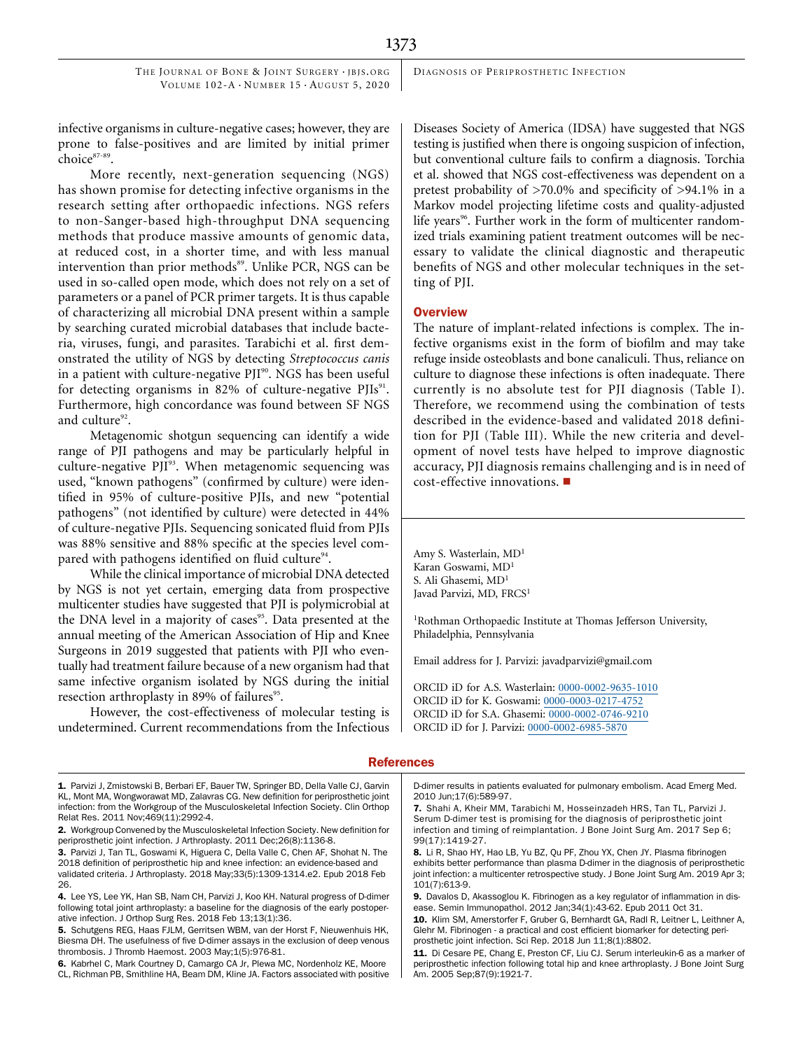infective organisms in culture-negative cases; however, they are prone to false-positives and are limited by initial primer choice[87-89].

More recently, next-generation sequencing (NGS) has shown promise for detecting infective organisms in the research setting after orthopaedic infections. NGS refers to non-Sanger-based high-throughput DNA sequencing methods that produce massive amounts of genomic data, at reduced cost, in a shorter time, and with less manual intervention than prior methods[89]. Unlike PCR, NGS can be used in so-called open mode, which does not rely on a set of parameters or a panel of PCR primer targets. It is thus capable of characterizing all microbial DNA present within a sample by searching curated microbial databases that include bacteria, viruses, fungi, and parasites. Tarabichi et al. first demonstrated the utility of NGS by detecting *Streptococcus canis* in a patient with culture-negative PJI[90]. NGS has been useful for detecting organisms in 82% of culture-negative PJIs[91]. Furthermore, high concordance was found between SF NGS and culture[92].

Metagenomic shotgun sequencing can identify a wide range of PJI pathogens and may be particularly helpful in culture-negative PJI[93]. When metagenomic sequencing was used, "known pathogens" (confirmed by culture) were identified in 95% of culture-positive PJIs, and new "potential pathogens" (not identified by culture) were detected in 44% of culture-negative PJIs. Sequencing sonicated fluid from PJIs was 88% sensitive and 88% specific at the species level compared with pathogens identified on fluid culture[94].

While the clinical importance of microbial DNA detected by NGS is not yet certain, emerging data from prospective multicenter studies have suggested that PJI is polymicrobial at the DNA level in a majority of cases[95]. Data presented at the annual meeting of the American Association of Hip and Knee Surgeons in 2019 suggested that patients with PJI who eventually had treatment failure because of a new organism had that same infective organism isolated by NGS during the initial resection arthroplasty in 89% of failures[95].

However, the cost-effectiveness of molecular testing is undetermined. Current recommendations from the Infectious Diseases Society of America (IDSA) have suggested that NGS testing is justified when there is ongoing suspicion of infection, but conventional culture fails to confirm a diagnosis. Torchia et al. showed that NGS cost-effectiveness was dependent on a pretest probability of >70.0% and specificity of >94.1% in a Markov model projecting lifetime costs and quality-adjusted life years[96]. Further work in the form of multicenter randomized trials examining patient treatment outcomes will be necessary to validate the clinical diagnostic and therapeutic benefits of NGS and other molecular techniques in the setting of PJI.

## Overview

The nature of implant-related infections is complex. The infective organisms exist in the form of biofilm and may take refuge inside osteoblasts and bone canaliculi. Thus, reliance on culture to diagnose these infections is often inadequate. There currently is no absolute test for PJI diagnosis (Table I). Therefore, we recommend using the combination of tests described in the evidence-based and validated 2018 definition for PJI (Table III). While the new criteria and development of novel tests have helped to improve diagnostic accuracy, PJI diagnosis remains challenging and is in need of cost-effective innovations. ■

Amy S. Wasterlain, MD[1]
Karan Goswami, MD[1]
S. Ali Ghasemi, MD[1]
Javad Parvizi, MD, FRCS[1]

[1]Rothman Orthopaedic Institute at Thomas Jefferson University, Philadelphia, Pennsylvania

Email address for J. Parvizi: javadparvizi@gmail.com

ORCID iD for A.S. Wasterlain: 0000-0002-9635-1010
ORCID iD for K. Goswami: 0000-0003-0217-4752
ORCID iD for S.A. Ghasemi: 0000-0002-0746-9210
ORCID iD for J. Parvizi: 0000-0002-6985-5870

## References

1. Parvizi J, Zmistowski B, Berbari EF, Bauer TW, Springer BD, Della Valle CJ, Garvin KL, Mont MA, Wongworawat MD, Zalavras CG. New definition for periprosthetic joint infection: from the Workgroup of the Musculoskeletal Infection Society. Clin Orthop Relat Res. 2011 Nov;469(11):2992-4.
2. Workgroup Convened by the Musculoskeletal Infection Society. New definition for periprosthetic joint infection. J Arthroplasty. 2011 Dec;26(8):1136-8.
3. Parvizi J, Tan TL, Goswami K, Higuera C, Della Valle C, Chen AF, Shohat N. The 2018 definition of periprosthetic hip and knee infection: an evidence-based and validated criteria. J Arthroplasty. 2018 May;33(5):1309-1314.e2. Epub 2018 Feb 26.
4. Lee YS, Lee YK, Han SB, Nam CH, Parvizi J, Koo KH. Natural progress of D-dimer following total joint arthroplasty: a baseline for the diagnosis of the early postoperative infection. J Orthop Surg Res. 2018 Feb 13;13(1):36.
5. Schutgens REG, Haas FJLM, Gerritsen WBM, van der Horst F, Nieuwenhuis HK, Biesma DH. The usefulness of five D-dimer assays in the exclusion of deep venous thrombosis. J Thromb Haemost. 2003 May;1(5):976-81.
6. Kabrhel C, Mark Courtney D, Camargo CA Jr, Plewa MC, Nordenholz KE, Moore CL, Richman PB, Smithline HA, Beam DM, Kline JA. Factors associated with positive D-dimer results in patients evaluated for pulmonary embolism. Acad Emerg Med. 2010 Jun;17(6):589-97.
7. Shahi A, Kheir MM, Tarabichi M, Hosseinzadeh HRS, Tan TL, Parvizi J. Serum D-dimer test is promising for the diagnosis of periprosthetic joint infection and timing of reimplantation. J Bone Joint Surg Am. 2017 Sep 6;99(17):1419-27.
8. Li R, Shao HY, Hao LB, Yu BZ, Qu PF, Zhou YX, Chen JY. Plasma fibrinogen exhibits better performance than plasma D-dimer in the diagnosis of periprosthetic joint infection: a multicenter retrospective study. J Bone Joint Surg Am. 2019 Apr 3;101(7):613-9.
9. Davalos D, Akassoglou K. Fibrinogen as a key regulator of inflammation in disease. Semin Immunopathol. 2012 Jan;34(1):43-62. Epub 2011 Oct 31.
10. Klim SM, Amerstorfer F, Gruber G, Bernhardt GA, Radl R, Leitner L, Leithner A, Glehr M. Fibrinogen - a practical and cost efficient biomarker for detecting periprosthetic joint infection. Sci Rep. 2018 Jun 11;8(1):8802.
11. Di Cesare PE, Chang E, Preston CF, Liu CJ. Serum interleukin-6 as a marker of periprosthetic infection following total hip and knee arthroplasty. J Bone Joint Surg Am. 2005 Sep;87(9):1921-7.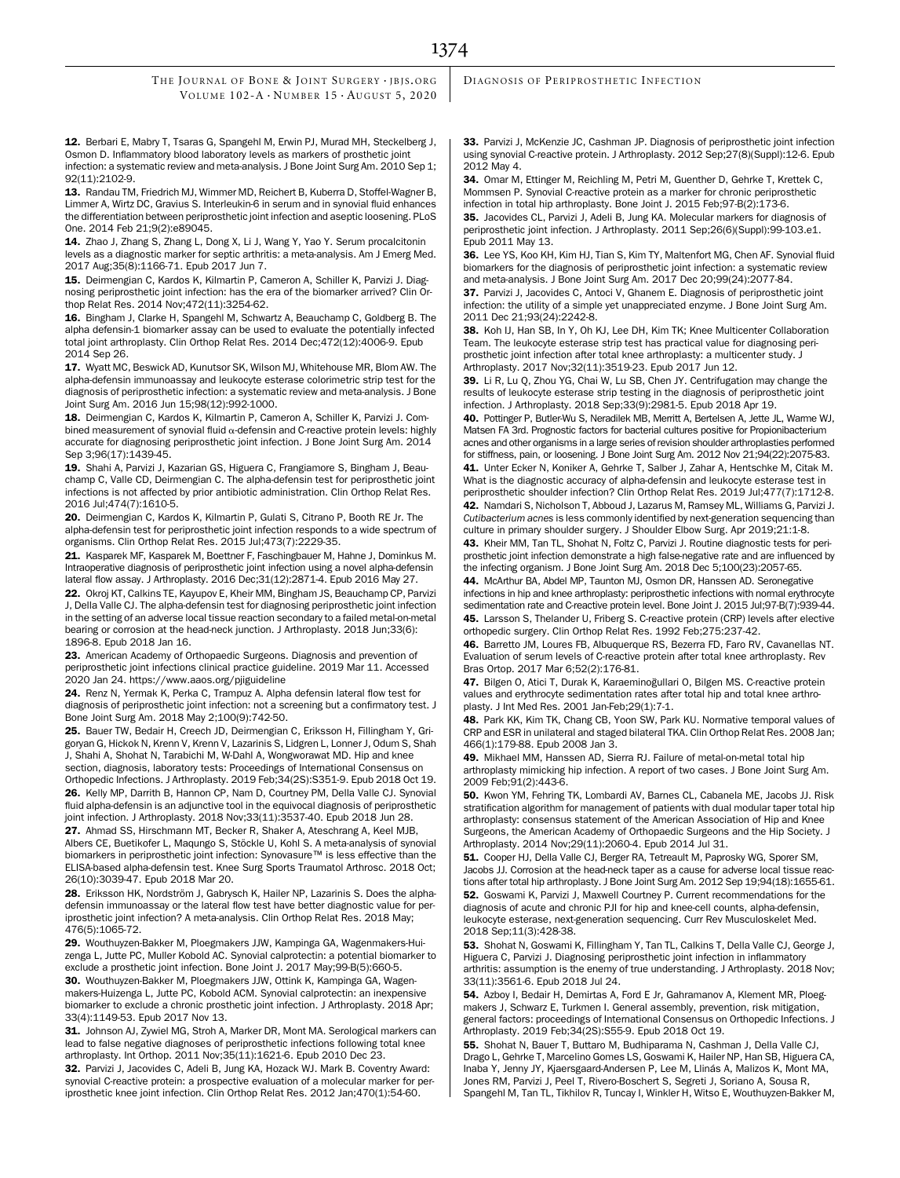12. Berbari E, Mabry T, Tsaras G, Spangehl M, Erwin PJ, Murad MH, Steckelberg J, Osmon D. Inflammatory blood laboratory levels as markers of prosthetic joint infection: a systematic review and meta-analysis. J Bone Joint Surg Am. 2010 Sep 1; 92(11):2102-9.

13. Randau TM, Friedrich MJ, Wimmer MD, Reichert B, Kuberra D, Stoffel-Wagner B, Limmer A, Wirtz DC, Gravius S. Interleukin-6 in serum and in synovial fluid enhances the differentiation between periprosthetic joint infection and aseptic loosening. PLoS One. 2014 Feb 21;9(2):e89045.

14. Zhao J, Zhang S, Zhang L, Dong X, Li J, Wang Y, Yao Y. Serum procalcitonin levels as a diagnostic marker for septic arthritis: a meta-analysis. Am J Emerg Med. 2017 Aug;35(8):1166-71. Epub 2017 Jun 7.

15. Deirmengian C, Kardos K, Kilmartin P, Cameron A, Schiller K, Parvizi J. Diagnosing periprosthetic joint infection: has the era of the biomarker arrived? Clin Orthop Relat Res. 2014 Nov;472(11):3254-62.

16. Bingham J, Clarke H, Spangehl M, Schwartz A, Beauchamp C, Goldberg B. The alpha defensin-1 biomarker assay can be used to evaluate the potentially infected total joint arthroplasty. Clin Orthop Relat Res. 2014 Dec;472(12):4006-9. Epub 2014 Sep 26.

17. Wyatt MC, Beswick AD, Kunutsor SK, Wilson MJ, Whitehouse MR, Blom AW. The alpha-defensin immunoassay and leukocyte esterase colorimetric strip test for the diagnosis of periprosthetic infection: a systematic review and meta-analysis. J Bone Joint Surg Am. 2016 Jun 15;98(12):992-1000.

18. Deirmengian C, Kardos K, Kilmartin P, Cameron A, Schiller K, Parvizi J. Combined measurement of synovial fluid α-defensin and C-reactive protein levels: highly accurate for diagnosing periprosthetic joint infection. J Bone Joint Surg Am. 2014 Sep 3;96(17):1439-45.

19. Shahi A, Parvizi J, Kazarian GS, Higuera C, Frangiamore S, Bingham J, Beauchamp C, Valle CD, Deirmengian C. The alpha-defensin test for periprosthetic joint infections is not affected by prior antibiotic administration. Clin Orthop Relat Res. 2016 Jul;474(7):1610-5.

20. Deirmengian C, Kardos K, Kilmartin P, Gulati S, Citrano P, Booth RE Jr. The alpha-defensin test for periprosthetic joint infection responds to a wide spectrum of organisms. Clin Orthop Relat Res. 2015 Jul;473(7):2229-35.

21. Kasparek MF, Kasparek M, Boettner F, Faschingbauer M, Hahne J, Dominkus M. Intraoperative diagnosis of periprosthetic joint infection using a novel alpha-defensin lateral flow assay. J Arthroplasty. 2016 Dec;31(12):2871-4. Epub 2016 May 27.

22. Okroj KT, Calkins TE, Kayupov E, Kheir MM, Bingham JS, Beauchamp CP, Parvizi J, Della Valle CJ. The alpha-defensin test for diagnosing periprosthetic joint infection in the setting of an adverse local tissue reaction secondary to a failed metal-on-metal bearing or corrosion at the head-neck junction. J Arthroplasty. 2018 Jun;33(6): 1896-8. Epub 2018 Jan 16.

23. American Academy of Orthopaedic Surgeons. Diagnosis and prevention of periprosthetic joint infections clinical practice guideline. 2019 Mar 11. Accessed 2020 Jan 24. https://www.aaos.org/pjiguideline

24. Renz N, Yermak K, Perka C, Trampuz A. Alpha defensin lateral flow test for diagnosis of periprosthetic joint infection: not a screening but a confirmatory test. J Bone Joint Surg Am. 2018 May 2;100(9):742-50.

25. Bauer TW, Bedair H, Creech JD, Deirmengian C, Eriksson H, Fillingham Y, Grigoryan G, Hickok N, Krenn V, Krenn V, Lazarinis S, Lidgren L, Lonner J, Odum S, Shah J, Shahi A, Shohat N, Tarabichi M, W-Dahl A, Wongworawat MD. Hip and knee section, diagnosis, laboratory tests: Proceedings of International Consensus on Orthopedic Infections. J Arthroplasty. 2019 Feb;34(2S):S351-9. Epub 2018 Oct 19.

26. Kelly MP, Darrith B, Hannon CP, Nam D, Courtney PM, Della Valle CJ. Synovial fluid alpha-defensin is an adjunctive tool in the equivocal diagnosis of periprosthetic joint infection. J Arthroplasty. 2018 Nov;33(11):3537-40. Epub 2018 Jun 28.

27. Ahmad SS, Hirschmann MT, Becker R, Shaker A, Ateschrang A, Keel MJB, Albers CE, Buetikofer L, Maqungo S, Stöckle U, Kohl S. A meta-analysis of synovial biomarkers in periprosthetic joint infection: Synovasure™ is less effective than the ELISA-based alpha-defensin test. Knee Surg Sports Traumatol Arthrosc. 2018 Oct; 26(10):3039-47. Epub 2018 Mar 20.

28. Eriksson HK, Nordström J, Gabrysch K, Hailer NP, Lazarinis S. Does the alpha-defensin immunoassay or the lateral flow test have better diagnostic value for periprosthetic joint infection? A meta-analysis. Clin Orthop Relat Res. 2018 May; 476(5):1065-72.

29. Wouthuyzen-Bakker M, Ploegmakers JJW, Kampinga GA, Wagenmakers-Huizenga L, Jutte PC, Muller Kobold AC. Synovial calprotectin: a potential biomarker to exclude a prosthetic joint infection. Bone Joint J. 2017 May;99-B(5):660-5.

30. Wouthuyzen-Bakker M, Ploegmakers JJW, Ottink K, Kampinga GA, Wagenmakers-Huizenga L, Jutte PC, Kobold ACM. Synovial calprotectin: an inexpensive biomarker to exclude a chronic prosthetic joint infection. J Arthroplasty. 2018 Apr; 33(4):1149-53. Epub 2017 Nov 13.

31. Johnson AJ, Zywiel MG, Stroh A, Marker DR, Mont MA. Serological markers can lead to false negative diagnoses of periprosthetic infections following total knee arthroplasty. Int Orthop. 2011 Nov;35(11):1621-6. Epub 2010 Dec 23.

32. Parvizi J, Jacovides C, Adeli B, Jung KA, Hozack WJ. Mark B. Coventry Award: synovial C-reactive protein: a prospective evaluation of a molecular marker for periprosthetic knee joint infection. Clin Orthop Relat Res. 2012 Jan;470(1):54-60.

33. Parvizi J, McKenzie JC, Cashman JP. Diagnosis of periprosthetic joint infection using synovial C-reactive protein. J Arthroplasty. 2012 Sep;27(8)(Suppl):12-6. Epub 2012 May 4.

34. Omar M, Ettinger M, Reichling M, Petri M, Guenther D, Gehrke T, Krettek C, Mommsen P. Synovial C-reactive protein as a marker for chronic periprosthetic infection in total hip arthroplasty. Bone Joint J. 2015 Feb;97-B(2):173-6.

35. Jacovides CL, Parvizi J, Adeli B, Jung KA. Molecular markers for diagnosis of periprosthetic joint infection. J Arthroplasty. 2011 Sep;26(6)(Suppl):99-103.e1. Epub 2011 May 13.

36. Lee YS, Koo KH, Kim HJ, Tian S, Kim TY, Maltenfort MG, Chen AF. Synovial fluid biomarkers for the diagnosis of periprosthetic joint infection: a systematic review and meta-analysis. J Bone Joint Surg Am. 2017 Dec 20;99(24):2077-84.

37. Parvizi J, Jacovides C, Antoci V, Ghanem E. Diagnosis of periprosthetic joint infection: the utility of a simple yet unappreciated enzyme. J Bone Joint Surg Am. 2011 Dec 21;93(24):2242-8.

38. Koh IJ, Han SB, In Y, Oh KJ, Lee DH, Kim TK; Knee Multicenter Collaboration Team. The leukocyte esterase strip test has practical value for diagnosing periprosthetic joint infection after total knee arthroplasty: a multicenter study. J Arthroplasty. 2017 Nov;32(11):3519-23. Epub 2017 Jun 12.

39. Li R, Lu Q, Zhou YG, Chai W, Lu SB, Chen JY. Centrifugation may change the results of leukocyte esterase strip testing in the diagnosis of periprosthetic joint infection. J Arthroplasty. 2018 Sep;33(9):2981-5. Epub 2018 Apr 19.

40. Pottinger P, Butler-Wu S, Neradilek MB, Merritt A, Bertelsen A, Jette JL, Warme WJ, Matsen FA 3rd. Prognostic factors for bacterial cultures positive for Propionibacterium acnes and other organisms in a large series of revision shoulder arthroplasties performed for stiffness, pain, or loosening. J Bone Joint Surg Am. 2012 Nov 21;94(22):2075-83.

41. Unter Ecker N, Koniker A, Gehrke T, Salber J, Zahar A, Hentschke M, Citak M. What is the diagnostic accuracy of alpha-defensin and leukocyte esterase test in periprosthetic shoulder infection? Clin Orthop Relat Res. 2019 Jul;477(7):1712-8.

42. Namdari S, Nicholson T, Abboud J, Lazarus M, Ramsey ML, Williams G, Parvizi J. *Cutibacterium acnes* is less commonly identified by next-generation sequencing than culture in primary shoulder surgery. J Shoulder Elbow Surg. Apr 2019;21:1-8.

43. Kheir MM, Tan TL, Shohat N, Foltz C, Parvizi J. Routine diagnostic tests for periprosthetic joint infection demonstrate a high false-negative rate and are influenced by the infecting organism. J Bone Joint Surg Am. 2018 Dec 5;100(23):2057-65.

44. McArthur BA, Abdel MP, Taunton MJ, Osmon DR, Hanssen AD. Seronegative infections in hip and knee arthroplasty: periprosthetic infections with normal erythrocyte sedimentation rate and C-reactive protein level. Bone Joint J. 2015 Jul;97-B(7):939-44.

45. Larsson S, Thelander U, Friberg S. C-reactive protein (CRP) levels after elective orthopedic surgery. Clin Orthop Relat Res. 1992 Feb;275:237-42.

46. Barretto JM, Loures FB, Albuquerque RS, Bezerra FD, Faro RV, Cavanellas NT. Evaluation of serum levels of C-reactive protein after total knee arthroplasty. Rev Bras Ortop. 2017 Mar 6;52(2):176-81.

47. Bilgen O, Atici T, Durak K, Karaeminoğullari O, Bilgen MS. C-reactive protein values and erythrocyte sedimentation rates after total hip and total knee arthroplasty. J Int Med Res. 2001 Jan-Feb;29(1):7-1.

48. Park KK, Kim TK, Chang CB, Yoon SW, Park KU. Normative temporal values of CRP and ESR in unilateral and staged bilateral TKA. Clin Orthop Relat Res. 2008 Jan; 466(1):179-88. Epub 2008 Jan 3.

49. Mikhael MM, Hanssen AD, Sierra RJ. Failure of metal-on-metal total hip arthroplasty mimicking hip infection. A report of two cases. J Bone Joint Surg Am. 2009 Feb;91(2):443-6.

50. Kwon YM, Fehring TK, Lombardi AV, Barnes CL, Cabanela ME, Jacobs JJ. Risk stratification algorithm for management of patients with dual modular taper total hip arthroplasty: consensus statement of the American Association of Hip and Knee Surgeons, the American Academy of Orthopaedic Surgeons and the Hip Society. J Arthroplasty. 2014 Nov;29(11):2060-4. Epub 2014 Jul 31.

51. Cooper HJ, Della Valle CJ, Berger RA, Tetreault M, Paprosky WG, Sporer SM, Jacobs JJ. Corrosion at the head-neck taper as a cause for adverse local tissue reactions after total hip arthroplasty. J Bone Joint Surg Am. 2012 Sep 19;94(18):1655-61.

52. Goswami K, Parvizi J, Maxwell Courtney P. Current recommendations for the diagnosis of acute and chronic PJI for hip and knee-cell counts, alpha-defensin, leukocyte esterase, next-generation sequencing. Curr Rev Musculoskelet Med. 2018 Sep;11(3):428-38.

53. Shohat N, Goswami K, Fillingham Y, Tan TL, Calkins T, Della Valle CJ, George J, Higuera C, Parvizi J. Diagnosing periprosthetic joint infection in inflammatory arthritis: assumption is the enemy of true understanding. J Arthroplasty. 2018 Nov; 33(11):3561-6. Epub 2018 Jul 24.

54. Azboy I, Bedair H, Demirtas A, Ford E Jr, Gahramanov A, Klement MR, Ploegmakers J, Schwarz E, Turkmen I. General assembly, prevention, risk mitigation, general factors: proceedings of International Consensus on Orthopedic Infections. J Arthroplasty. 2019 Feb;34(2S):S55-9. Epub 2018 Oct 19.

55. Shohat N, Bauer T, Buttaro M, Budhiparama N, Cashman J, Della Valle CJ, Drago L, Gehrke T, Marcelino Gomes LS, Goswami K, Hailer NP, Han SB, Higuera CA, Inaba Y, Jenny JY, Kjaersgaard-Andersen P, Lee M, Llinás A, Malizos K, Mont MA, Jones RM, Parvizi J, Peel T, Rivero-Boschert S, Segreti J, Soriano A, Sousa R, Spangehl M, Tan TL, Tikhilov R, Tuncay I, Winkler H, Witso E, Wouthuyzen-Bakker M,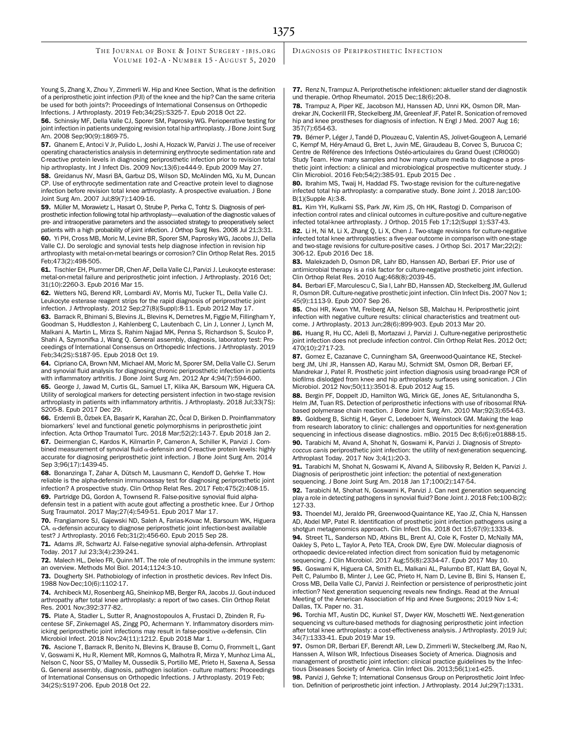Young S, Zhang X, Zhou Y, Zimmerli W. Hip and Knee Section, What is the definition of a periprosthetic joint infection (PJI) of the knee and the hip? Can the same criteria be used for both joints?: Proceedings of International Consensus on Orthopedic Infections. J Arthroplasty. 2019 Feb;34(2S):S325-7. Epub 2018 Oct 22.

**56.** Schinsky MF, Della Valle CJ, Sporer SM, Paprosky WG. Perioperative testing for joint infection in patients undergoing revision total hip arthroplasty. J Bone Joint Surg Am. 2008 Sep;90(9):1869-75.

**57.** Ghanem E, Antoci V Jr, Pulido L, Joshi A, Hozack W, Parvizi J. The use of receiver operating characteristics analysis in determining erythrocyte sedimentation rate and C-reactive protein levels in diagnosing periprosthetic infection prior to revision total hip arthroplasty. Int J Infect Dis. 2009 Nov;13(6):e444-9. Epub 2009 May 27.

**58.** Greidanus NV, Masri BA, Garbuz DS, Wilson SD, McAlinden MG, Xu M, Duncan CP. Use of erythrocyte sedimentation rate and C-reactive protein level to diagnose infection before revision total knee arthroplasty. A prospective evaluation. J Bone Joint Surg Am. 2007 Jul;89(7):1409-16.

**59.** Müller M, Morawietz L, Hasart O, Strube P, Perka C, Tohtz S. Diagnosis of periprosthetic infection following total hip arthroplasty—evaluation of the diagnostic values of pre- and intraoperative parameters and the associated strategy to preoperatively select patients with a high probability of joint infection. J Orthop Surg Res. 2008 Jul 21;3:31.

**60.** Yi PH, Cross MB, Moric M, Levine BR, Sporer SM, Paprosky WG, Jacobs JJ, Della Valle CJ. Do serologic and synovial tests help diagnose infection in revision hip arthroplasty with metal-on-metal bearings or corrosion? Clin Orthop Relat Res. 2015 Feb;473(2):498-505.

**61.** Tischler EH, Plummer DR, Chen AF, Della Valle CJ, Parvizi J. Leukocyte esterase: metal-on-metal failure and periprosthetic joint infection. J Arthroplasty. 2016 Oct;31(10):2260-3. Epub 2016 Mar 15.

**62.** Wetters NG, Berend KR, Lombardi AV, Morris MJ, Tucker TL, Della Valle CJ. Leukocyte esterase reagent strips for the rapid diagnosis of periprosthetic joint infection. J Arthroplasty. 2012 Sep;27(8)(Suppl):8-11. Epub 2012 May 17.

**63.** Barrack R, Bhimani S, Blevins JL, Blevins K, Demetres M, Figgie M, Fillingham Y, Goodman S, Huddleston J, Kahlenberg C, Lautenbach C, Lin J, Lonner J, Lynch M, Malkani A, Martin L, Mirza S, Rahim Najjad MK, Penna S, Richardson S, Sculco P, Shahi A, Szymonifka J, Wang Q. General assembly, diagnosis, laboratory test: Proceedings of International Consensus on Orthopedic Infections. J Arthroplasty. 2019 Feb;34(2S):S187-95. Epub 2018 Oct 19.

**64.** Cipriano CA, Brown NM, Michael AM, Moric M, Sporer SM, Della Valle CJ. Serum and synovial fluid analysis for diagnosing chronic periprosthetic infection in patients with inflammatory arthritis. J Bone Joint Surg Am. 2012 Apr 4;94(7):594-600.

**65.** George J, Jawad M, Curtis GL, Samuel LT, Klika AK, Barsoum WK, Higuera CA. Utility of serological markers for detecting persistent infection in two-stage revision arthroplasty in patients with inflammatory arthritis. J Arthroplasty. 2018 Jul;33(7S):S205-8. Epub 2017 Dec 29.

**66.** Erdemli B, Özbek EA, Başarir K, Karahan ZC, Öcal D, Biriken D. Proinflammatory biomarkers' level and functional genetic polymorphisms in periprosthetic joint infection. Acta Orthop Traumatol Turc. 2018 Mar;52(2):143-7. Epub 2018 Jan 2.

**67.** Deirmengian C, Kardos K, Kilmartin P, Cameron A, Schiller K, Parvizi J. Combined measurement of synovial fluid α-defensin and C-reactive protein levels: highly accurate for diagnosing periprosthetic joint infection. J Bone Joint Surg Am. 2014 Sep 3;96(17):1439-45.

**68.** Bonanzinga T, Zahar A, Dütsch M, Lausmann C, Kendoff D, Gehrke T. How reliable is the alpha-defensin immunoassay test for diagnosing periprosthetic joint infection? A prospective study. Clin Orthop Relat Res. 2017 Feb;475(2):408-15.

**69.** Partridge DG, Gordon A, Townsend R. False-positive synovial fluid alpha-defensin test in a patient with acute gout affecting a prosthetic knee. Eur J Orthop Surg Traumatol. 2017 May;27(4):549-51. Epub 2017 Mar 17.

**70.** Frangiamore SJ, Gajewski ND, Saleh A, Farias-Kovac M, Barsoum WK, Higuera CA. α-defensin accuracy to diagnose periprosthetic joint infection-best available test? J Arthroplasty. 2016 Feb;31(2):456-60. Epub 2015 Sep 28.

**71.** Adams JR, Schwartz AJ. False-negative synovial alpha-defensin. Arthroplast Today. 2017 Jul 23;3(4):239-241.

**72.** Malech HL, Deleo FR, Quinn MT. The role of neutrophils in the immune system: an overview. Methods Mol Biol. 2014;1124:3-10.

**73.** Dougherty SH. Pathobiology of infection in prosthetic devices. Rev Infect Dis. 1988 Nov-Dec;10(6):1102-17.

**74.** Archibeck MJ, Rosenberg AG, Sheinkop MB, Berger RA, Jacobs JJ. Gout-induced arthropathy after total knee arthroplasty: a report of two cases. Clin Orthop Relat Res. 2001 Nov;392:377-82.

**75.** Plate A, Stadler L, Sutter R, Anagnostopoulos A, Frustaci D, Zbinden R, Fucentese SF, Zinkernagel AS, Zingg PO, Achermann Y. Inflammatory disorders mimicking periprosthetic joint infections may result in false-positive α-defensin. Clin Microbiol Infect. 2018 Nov;24(11):1212. Epub 2018 Mar 1.

**76.** Ascione T, Barrack R, Benito N, Blevins K, Brause B, Cornu O, Frommelt L, Gant V, Goswami K, Hu R, Klement MR, Komnos G, Malhotra R, Mirza Y, Munhoz Lima AL, Nelson C, Noor SS, O'Malley M, Oussedik S, Portillo ME, Prieto H, Saxena A, Sessa G. General assembly, diagnosis, pathogen isolation - culture matters: Proceedings of International Consensus on Orthopedic Infections. J Arthroplasty. 2019 Feb;34(2S):S197-206. Epub 2018 Oct 22.

**77.** Renz N, Trampuz A. Periprothetische infektionen: aktueller stand der diagnostik und therapie. Orthop Rheumatol. 2015 Dec;18(6):20-8.

**78.** Trampuz A, Piper KE, Jacobson MJ, Hanssen AD, Unni KK, Osmon DR, Mandrekar JN, Cockerill FR, Steckelberg JM, Greenleaf JF, Patel R. Sonication of removed hip and knee prostheses for diagnosis of infection. N Engl J Med. 2007 Aug 16;357(7):654-63.

**79.** Bémer P, Léger J, Tandé D, Plouzeau C, Valentin AS, Jolivet-Gougeon A, Lemarié C, Kempf M, Héry-Arnaud G, Bret L, Juvin ME, Giraudeau B, Corvec S, Burucoa C; Centre de Référence des Infections Ostéo-articulaires du Grand Ouest (CRIOGO) Study Team. How many samples and how many culture media to diagnose a prosthetic joint infection: a clinical and microbiological prospective multicenter study. J Clin Microbiol. 2016 Feb;54(2):385-91. Epub 2015 Dec .

**80.** Ibrahim MS, Twaij H, Haddad FS. Two-stage revision for the culture-negative infected total hip arthroplasty: a comparative study. Bone Joint J. 2018 Jan;100-B(1)(Supple A):3-8.

**81.** Kim YH, Kulkarni SS, Park JW, Kim JS, Oh HK, Rastogi D. Comparison of infection control rates and clinical outcomes in culture-positive and culture-negative infected total-knee arthroplasty. J Orthop. 2015 Feb 17;12(Suppl 1):S37-43.

**82.** Li H, Ni M, Li X, Zhang Q, Li X, Chen J. Two-stage revisions for culture-negative infected total knee arthroplasties: a five-year outcome in comparison with one-stage and two-stage revisions for culture-positive cases. J Orthop Sci. 2017 Mar;22(2):306-12. Epub 2016 Dec 18.

**83.** Malekzadeh D, Osmon DR, Lahr BD, Hanssen AD, Berbari EF. Prior use of antimicrobial therapy is a risk factor for culture-negative prosthetic joint infection. Clin Orthop Relat Res. 2010 Aug;468(8):2039-45.

**84.** Berbari EF, Marculescu C, Sia I, Lahr BD, Hanssen AD, Steckelberg JM, Gullerud R, Osmon DR. Culture-negative prosthetic joint infection. Clin Infect Dis. 2007 Nov 1;45(9):1113-9. Epub 2007 Sep 26.

**85.** Choi HR, Kwon YM, Freiberg AA, Nelson SB, Malchau H. Periprosthetic joint infection with negative culture results: clinical characteristics and treatment outcome. J Arthroplasty. 2013 Jun;28(6):899-903. Epub 2013 Mar 20.

**86.** Huang R, Hu CC, Adeli B, Mortazavi J, Parvizi J. Culture-negative periprosthetic joint infection does not preclude infection control. Clin Orthop Relat Res. 2012 Oct;470(10):2717-23.

**87.** Gomez E, Cazanave C, Cunningham SA, Greenwood-Quaintance KE, Steckelberg JM, Uhl JR, Hanssen AD, Karau MJ, Schmidt SM, Osmon DR, Berbari EF, Mandrekar J, Patel R. Prosthetic joint infection diagnosis using broad-range PCR of biofilms dislodged from knee and hip arthroplasty surfaces using sonication. J Clin Microbiol. 2012 Nov;50(11):3501-8. Epub 2012 Aug 15.

**88.** Bergin PF, Doppelt JD, Hamilton WG, Mirick GE, Jones AE, Sritulanondha S, Helm JM, Tuan RS. Detection of periprosthetic infections with use of ribosomal RNA-based polymerase chain reaction. J Bone Joint Surg Am. 2010 Mar;92(3):654-63.

**89.** Goldberg B, Sichtig H, Geyer C, Ledeboer N, Weinstock GM. Making the leap from research laboratory to clinic: challenges and opportunities for next-generation sequencing in infectious disease diagnostics. mBio. 2015 Dec 8;6(6):e01888-15.

**90.** Tarabichi M, Alvand A, Shohat N, Goswami K, Parvizi J. Diagnosis of *Streptococcus canis* periprosthetic joint infection: the utility of next-generation sequencing. Arthroplast Today. 2017 Nov 3;4(1):20-3.

**91.** Tarabichi M, Shohat N, Goswami K, Alvand A, Silibovsky R, Belden K, Parvizi J. Diagnosis of periprosthetic joint infection: the potential of next-generation sequencing. J Bone Joint Surg Am. 2018 Jan 17;100(2):147-54.

**92.** Tarabichi M, Shohat N, Goswami K, Parvizi J. Can next generation sequencing play a role in detecting pathogens in synovial fluid? Bone Joint J. 2018 Feb;100-B(2):127-33.

**93.** Thoendel MJ, Jeraldo PR, Greenwood-Quaintance KE, Yao JZ, Chia N, Hanssen AD, Abdel MP, Patel R. Identification of prosthetic joint infection pathogens using a shotgun metagenomics approach. Clin Infect Dis. 2018 Oct 15;67(9):1333-8.

**94.** Street TL, Sanderson ND, Atkins BL, Brent AJ, Cole K, Foster D, McNally MA, Oakley S, Peto L, Taylor A, Peto TEA, Crook DW, Eyre DW. Molecular diagnosis of orthopaedic device-related infection direct from sonication fluid by metagenomic sequencing. J Clin Microbiol. 2017 Aug;55(8):2334-47. Epub 2017 May 10.

**95.** Goswami K, Higuera CA, Smith EL, Malkani AL, Palumbo BT, Klatt BA, Goyal N, Pelt C, Palumbo B, Minter J, Lee GC, Prieto H, Nam D, Levine B, Bini S, Hansen E, Cross MB, Della Valle CJ, Parvizi J. Reinfection or persistence of periprosthetic joint infection? Next generation sequencing reveals new findings. Read at the Annual Meeting of the American Association of Hip and Knee Surgeons; 2019 Nov 1-4; Dallas, TX. Paper no. 31.

**96.** Torchia MT, Austin DC, Kunkel ST, Dwyer KW, Moschetti WE. Next-generation sequencing vs culture-based methods for diagnosing periprosthetic joint infection after total knee arthroplasty: a cost-effectiveness analysis. J Arthroplasty. 2019 Jul;34(7):1333-41. Epub 2019 Mar 19.

**97.** Osmon DR, Berbari EF, Berendt AR, Lew D, Zimmerli W, Steckelberg JM, Rao N, Hanssen A, Wilson WR, Infectious Diseases Society of America. Diagnosis and management of prosthetic joint infection: clinical practice guidelines by the Infectious Diseases Society of America. Clin Infect Dis. 2013;56(1):e1-e25.

**98.** Parvizi J, Gehrke T; International Consensus Group on Periprosthetic Joint Infection. Definition of periprosthetic joint infection. J Arthroplasty. 2014 Jul;29(7):1331.